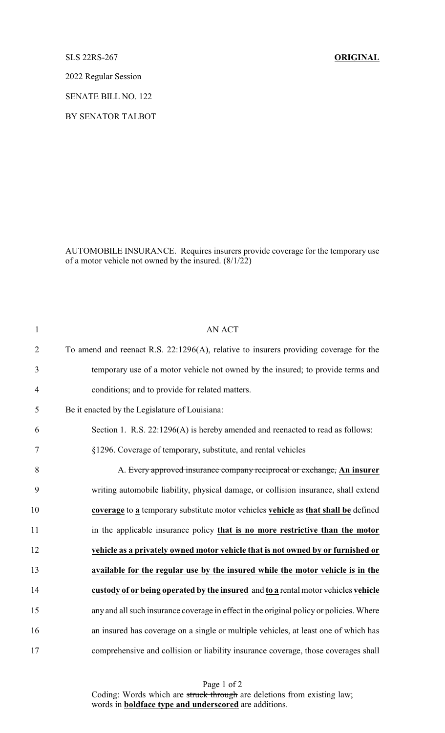SLS 22RS-267 **ORIGINAL**

2022 Regular Session

SENATE BILL NO. 122

BY SENATOR TALBOT

AUTOMOBILE INSURANCE. Requires insurers provide coverage for the temporary use of a motor vehicle not owned by the insured. (8/1/22)

1 AN ACT

2 To amend and reenact R.S. 22:1296(A), relative to insurers providing coverage for the

3 temporary use of a motor vehicle not owned by the insured; to provide terms and

4 conditions; and to provide for related matters.

5 Be it enacted by the Legislature of Louisiana:

6 Section 1. R.S. 22:1296(A) is hereby amended and reenacted to read as follows:

7 §1296. Coverage of temporary, substitute, and rental vehicles

8 A. ~~Every approved insurance company reciprocal or exchange,~~ **An insurer**

9 writing automobile liability, physical damage, or collision insurance, shall extend

10 **coverage** to **a** temporary substitute motor ~~vehicles~~ **vehicle** ~~as~~ **that shall be** defined

11 in the applicable insurance policy **that is no more restrictive than the motor**

12 **vehicle as a privately owned motor vehicle that is not owned by or furnished or**

13 **available for the regular use by the insured while the motor vehicle is in the**

14 **custody of or being operated by the insured** and **to a** rental motor ~~vehicles~~ **vehicle**

15 any and all such insurance coverage in effect in the original policy or policies. Where

16 an insured has coverage on a single or multiple vehicles, at least one of which has

17 comprehensive and collision or liability insurance coverage, those coverages shall

Coding: Words which are ~~struck through~~ are deletions from existing law; words in **boldface type and underscored** are additions.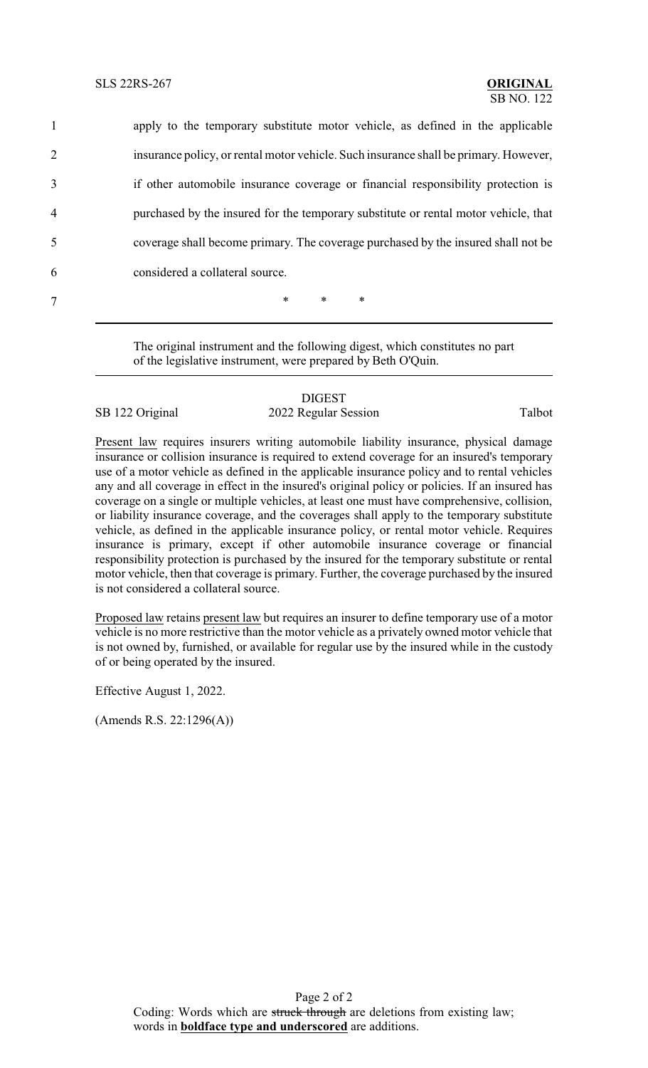apply to the temporary substitute motor vehicle, as defined in the applicable insurance policy, or rental motor vehicle. Such insurance shall be primary. However, if other automobile insurance coverage or financial responsibility protection is purchased by the insured for the temporary substitute or rental motor vehicle, that coverage shall become primary. The coverage purchased by the insured shall not be considered a collateral source.

\* \* \*

---

The original instrument and the following digest, which constitutes no part of the legislative instrument, were prepared by Beth O'Quin.

---

DIGEST

SB 122 Original — 2022 Regular Session — Talbot

Present law requires insurers writing automobile liability insurance, physical damage insurance or collision insurance is required to extend coverage for an insured's temporary use of a motor vehicle as defined in the applicable insurance policy and to rental vehicles any and all coverage in effect in the insured's original policy or policies. If an insured has coverage on a single or multiple vehicles, at least one must have comprehensive, collision, or liability insurance coverage, and the coverages shall apply to the temporary substitute vehicle, as defined in the applicable insurance policy, or rental motor vehicle. Requires insurance is primary, except if other automobile insurance coverage or financial responsibility protection is purchased by the insured for the temporary substitute or rental motor vehicle, then that coverage is primary. Further, the coverage purchased by the insured is not considered a collateral source.

Proposed law retains present law but requires an insurer to define temporary use of a motor vehicle is no more restrictive than the motor vehicle as a privately owned motor vehicle that is not owned by, furnished, or available for regular use by the insured while in the custody of or being operated by the insured.

Effective August 1, 2022.

(Amends R.S. 22:1296(A))

Coding: Words which are ~~struck through~~ are deletions from existing law; words in **underscored boldface type** are additions.